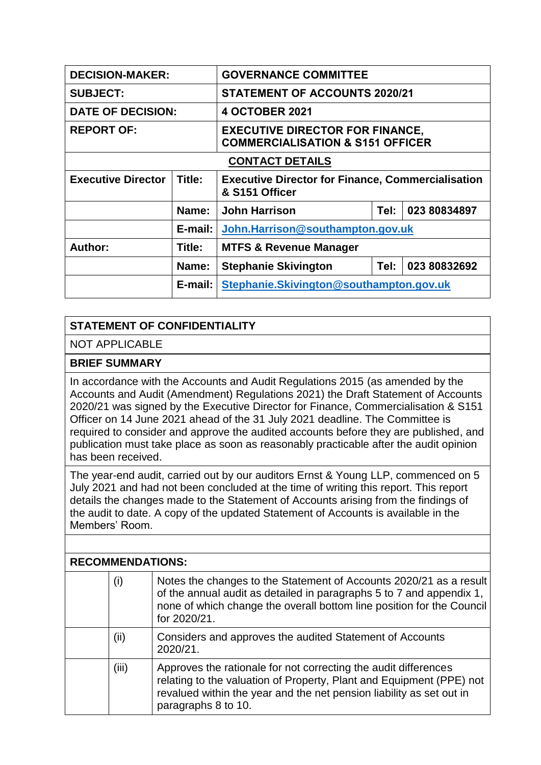| DECISION-MAKER: | GOVERNANCE COMMITTEE | | | |
|---|---|---|---|---|
| **SUBJECT:** | **STATEMENT OF ACCOUNTS 2020/21** | | | |
| **DATE OF DECISION:** | **4 OCTOBER 2021** | | | |
| **REPORT OF:** | **EXECUTIVE DIRECTOR FOR FINANCE, COMMERCIALISATION & S151 OFFICER** | | | |

| CONTACT DETAILS | | | | |
|---|---|---|---|---|
| **Executive Director** | **Title:** | **Executive Director for Finance, Commercialisation & S151 Officer** | | |
| | **Name:** | **John Harrison** | **Tel:** | **023 80834897** |
| | **E-mail:** | **John.Harrison@southampton.gov.uk** | | |
| **Author:** | **Title:** | **MTFS & Revenue Manager** | | |
| | **Name:** | **Stephanie Skivington** | **Tel:** | **023 80832692** |
| | **E-mail:** | **Stephanie.Skivington@southampton.gov.uk** | | |

**STATEMENT OF CONFIDENTIALITY**

NOT APPLICABLE

**BRIEF SUMMARY**

In accordance with the Accounts and Audit Regulations 2015 (as amended by the Accounts and Audit (Amendment) Regulations 2021) the Draft Statement of Accounts 2020/21 was signed by the Executive Director for Finance, Commercialisation & S151 Officer on 14 June 2021 ahead of the 31 July 2021 deadline. The Committee is required to consider and approve the audited accounts before they are published, and publication must take place as soon as reasonably practicable after the audit opinion has been received.

The year-end audit, carried out by our auditors Ernst & Young LLP, commenced on 5 July 2021 and had not been concluded at the time of writing this report. This report details the changes made to the Statement of Accounts arising from the findings of the audit to date. A copy of the updated Statement of Accounts is available in the Members' Room.

**RECOMMENDATIONS:**

| | | |
|---|---|---|
| | (i) | Notes the changes to the Statement of Accounts 2020/21 as a result of the annual audit as detailed in paragraphs 5 to 7 and appendix 1, none of which change the overall bottom line position for the Council for 2020/21. |
| | (ii) | Considers and approves the audited Statement of Accounts 2020/21. |
| | (iii) | Approves the rationale for not correcting the audit differences relating to the valuation of Property, Plant and Equipment (PPE) not revalued within the year and the net pension liability as set out in paragraphs 8 to 10. |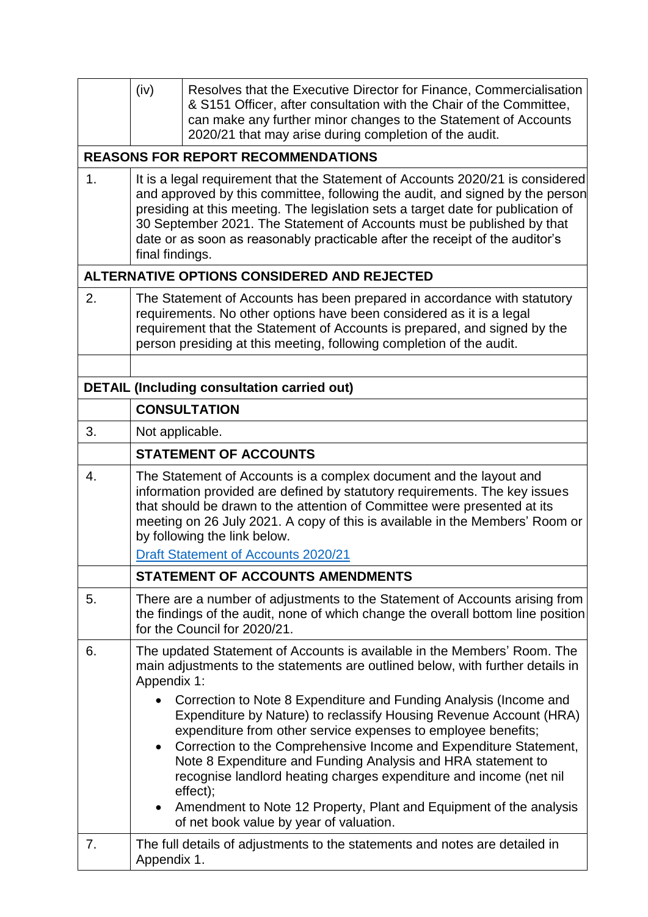| | | |
|---|---|---|
| | (iv) | Resolves that the Executive Director for Finance, Commercialisation & S151 Officer, after consultation with the Chair of the Committee, can make any further minor changes to the Statement of Accounts 2020/21 that may arise during completion of the audit. |

**REASONS FOR REPORT RECOMMENDATIONS**

1. It is a legal requirement that the Statement of Accounts 2020/21 is considered and approved by this committee, following the audit, and signed by the person presiding at this meeting. The legislation sets a target date for publication of 30 September 2021. The Statement of Accounts must be published by that date or as soon as reasonably practicable after the receipt of the auditor's final findings.

**ALTERNATIVE OPTIONS CONSIDERED AND REJECTED**

2. The Statement of Accounts has been prepared in accordance with statutory requirements. No other options have been considered as it is a legal requirement that the Statement of Accounts is prepared, and signed by the person presiding at this meeting, following completion of the audit.

**DETAIL (Including consultation carried out)**

**CONSULTATION**

3. Not applicable.

**STATEMENT OF ACCOUNTS**

4. The Statement of Accounts is a complex document and the layout and information provided are defined by statutory requirements. The key issues that should be drawn to the attention of Committee were presented at its meeting on 26 July 2021. A copy of this is available in the Members' Room or by following the link below.

   [Draft Statement of Accounts 2020/21]

**STATEMENT OF ACCOUNTS AMENDMENTS**

5. There are a number of adjustments to the Statement of Accounts arising from the findings of the audit, none of which change the overall bottom line position for the Council for 2020/21.

6. The updated Statement of Accounts is available in the Members' Room. The main adjustments to the statements are outlined below, with further details in Appendix 1:

   - Correction to Note 8 Expenditure and Funding Analysis (Income and Expenditure by Nature) to reclassify Housing Revenue Account (HRA) expenditure from other service expenses to employee benefits;
   - Correction to the Comprehensive Income and Expenditure Statement, Note 8 Expenditure and Funding Analysis and HRA statement to recognise landlord heating charges expenditure and income (net nil effect);
   - Amendment to Note 12 Property, Plant and Equipment of the analysis of net book value by year of valuation.

7. The full details of adjustments to the statements and notes are detailed in Appendix 1.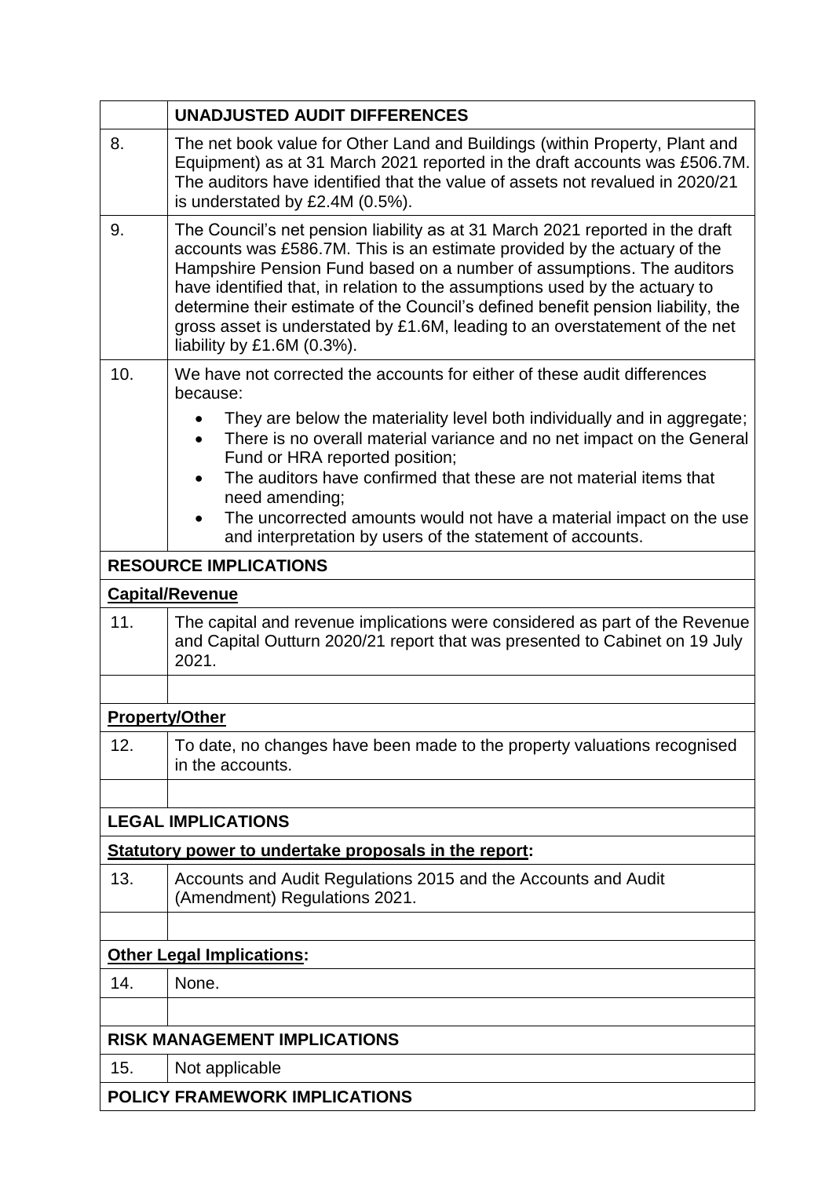| | **UNADJUSTED AUDIT DIFFERENCES** |
|---|---|
| 8. | The net book value for Other Land and Buildings (within Property, Plant and Equipment) as at 31 March 2021 reported in the draft accounts was £506.7M. The auditors have identified that the value of assets not revalued in 2020/21 is understated by £2.4M (0.5%). |
| 9. | The Council's net pension liability as at 31 March 2021 reported in the draft accounts was £586.7M. This is an estimate provided by the actuary of the Hampshire Pension Fund based on a number of assumptions. The auditors have identified that, in relation to the assumptions used by the actuary to determine their estimate of the Council's defined benefit pension liability, the gross asset is understated by £1.6M, leading to an overstatement of the net liability by £1.6M (0.3%). |
| 10. | We have not corrected the accounts for either of these audit differences because:<br>• They are below the materiality level both individually and in aggregate;<br>• There is no overall material variance and no net impact on the General Fund or HRA reported position;<br>• The auditors have confirmed that these are not material items that need amending;<br>• The uncorrected amounts would not have a material impact on the use and interpretation by users of the statement of accounts. |
| **RESOURCE IMPLICATIONS** | |
| **Capital/Revenue** | |
| 11. | The capital and revenue implications were considered as part of the Revenue and Capital Outturn 2020/21 report that was presented to Cabinet on 19 July 2021. |
| | |
| **Property/Other** | |
| 12. | To date, no changes have been made to the property valuations recognised in the accounts. |
| | |
| **LEGAL IMPLICATIONS** | |
| **Statutory power to undertake proposals in the report:** | |
| 13. | Accounts and Audit Regulations 2015 and the Accounts and Audit (Amendment) Regulations 2021. |
| | |
| **Other Legal Implications:** | |
| 14. | None. |
| | |
| **RISK MANAGEMENT IMPLICATIONS** | |
| 15. | Not applicable |
| **POLICY FRAMEWORK IMPLICATIONS** | |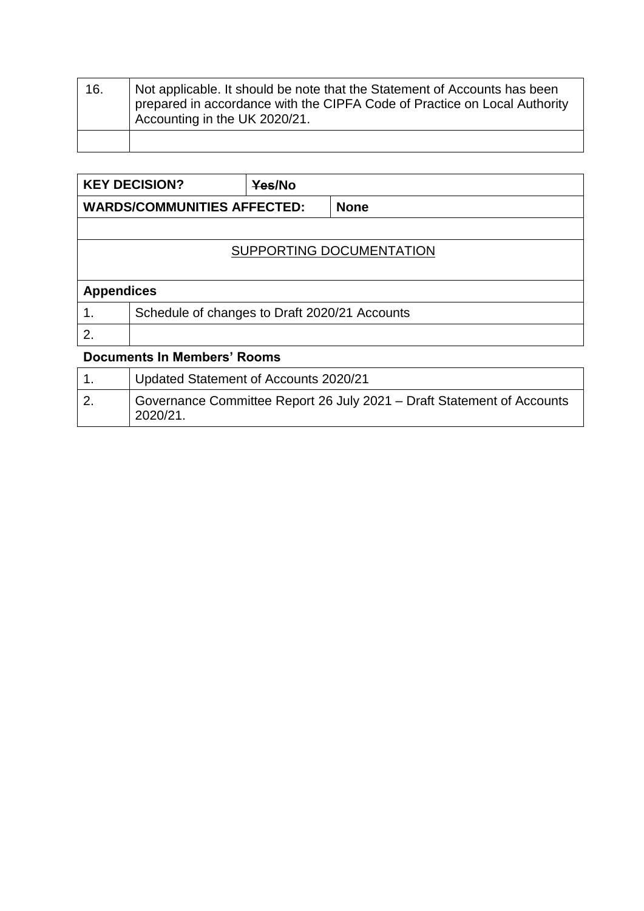| 16. | Not applicable. It should be note that the Statement of Accounts has been prepared in accordance with the CIPFA Code of Practice on Local Authority Accounting in the UK 2020/21. |
|---|---|
| | |

| **KEY DECISION?** | ~~Yes~~/**No** |
|---|---|
| **WARDS/COMMUNITIES AFFECTED:** | **None** |

SUPPORTING DOCUMENTATION

**Appendices**

| 1. | Schedule of changes to Draft 2020/21 Accounts |
|---|---|
| 2. | |

**Documents In Members' Rooms**

| 1. | Updated Statement of Accounts 2020/21 |
|---|---|
| 2. | Governance Committee Report 26 July 2021 – Draft Statement of Accounts 2020/21. |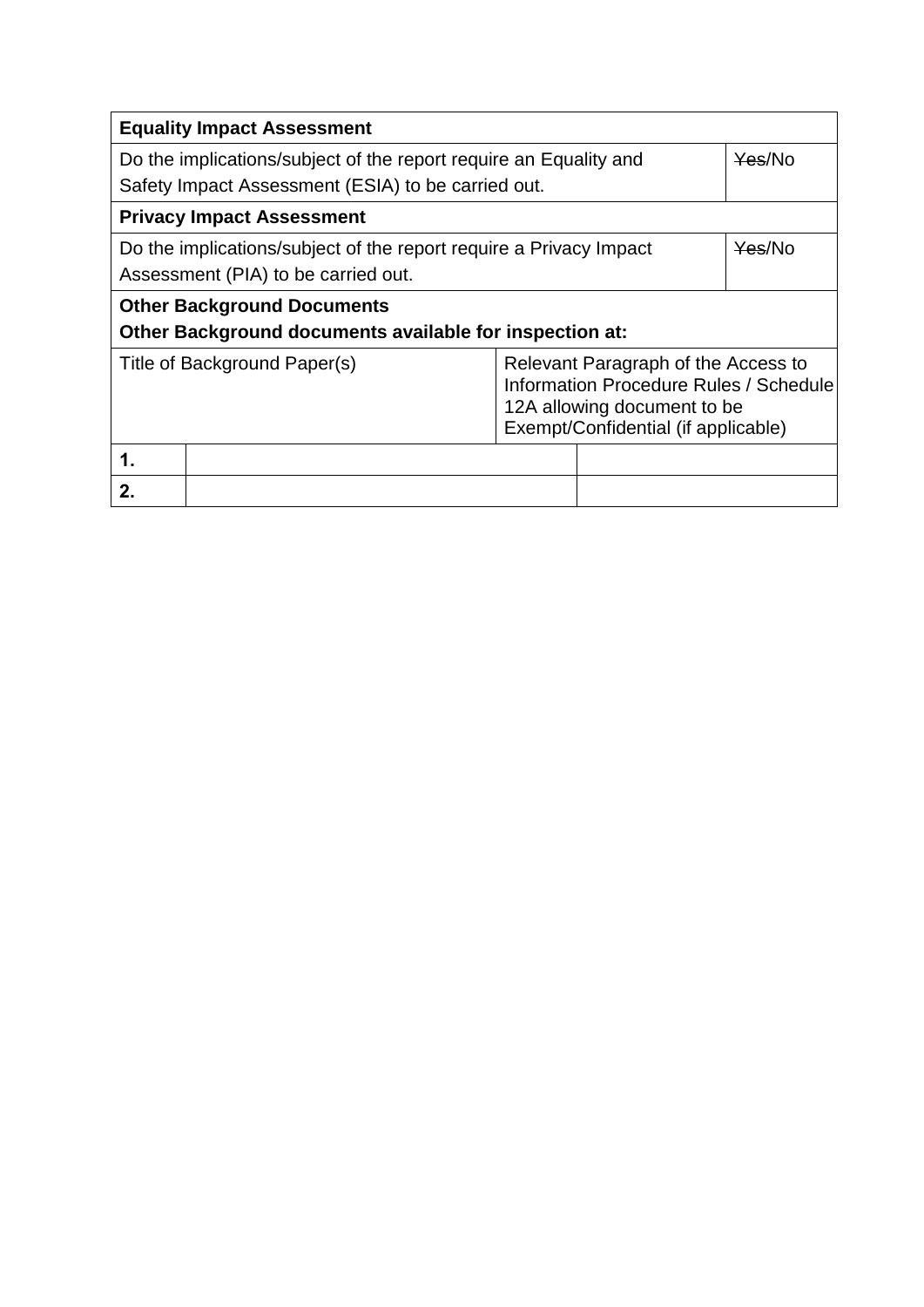| | |
|---|---|
| **Equality Impact Assessment** | |
| Do the implications/subject of the report require an Equality and Safety Impact Assessment (ESIA) to be carried out. | ~~Yes~~/No |
| **Privacy Impact Assessment** | |
| Do the implications/subject of the report require a Privacy Impact Assessment (PIA) to be carried out. | ~~Yes~~/No |
| **Other Background Documents**<br>**Other Background documents available for inspection at:** | |

| Title of Background Paper(s) | | Relevant Paragraph of the Access to Information Procedure Rules / Schedule 12A allowing document to be Exempt/Confidential (if applicable) |
|---|---|---|
| **1.** | | |
| **2.** | | |